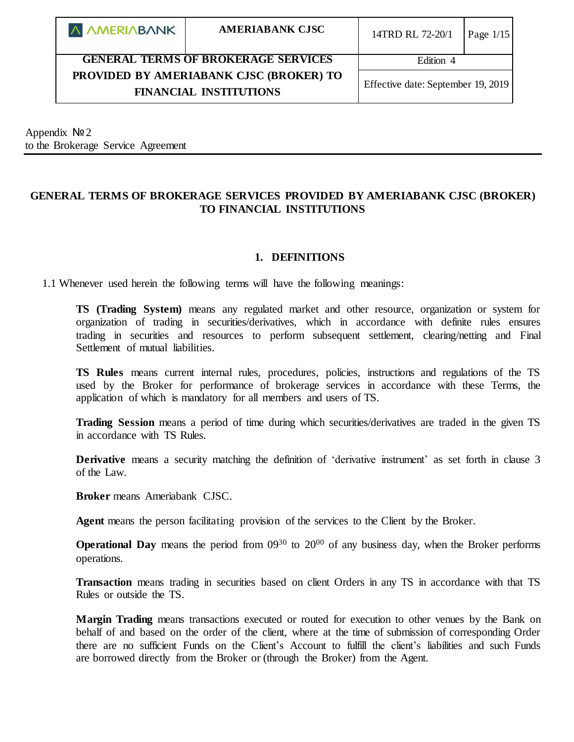Appendix №2
to the Brokerage Service Agreement

# GENERAL TERMS OF BROKERAGE SERVICES PROVIDED BY AMERIABANK CJSC (BROKER) TO FINANCIAL INSTITUTIONS

## 1. DEFINITIONS

1.1 Whenever used herein the following terms will have the following meanings:

**TS (Trading System)** means any regulated market and other resource, organization or system for organization of trading in securities/derivatives, which in accordance with definite rules ensures trading in securities and resources to perform subsequent settlement, clearing/netting and Final Settlement of mutual liabilities.

**TS Rules** means current internal rules, procedures, policies, instructions and regulations of the TS used by the Broker for performance of brokerage services in accordance with these Terms, the application of which is mandatory for all members and users of TS.

**Trading Session** means a period of time during which securities/derivatives are traded in the given TS in accordance with TS Rules.

**Derivative** means a security matching the definition of 'derivative instrument' as set forth in clause 3 of the Law.

**Broker** means Ameriabank CJSC.

**Agent** means the person facilitating provision of the services to the Client by the Broker.

**Operational Day** means the period from $09^{30}$ to $20^{00}$ of any business day, when the Broker performs operations.

**Transaction** means trading in securities based on client Orders in any TS in accordance with that TS Rules or outside the TS.

**Margin Trading** means transactions executed or routed for execution to other venues by the Bank on behalf of and based on the order of the client, where at the time of submission of corresponding Order there are no sufficient Funds on the Client's Account to fulfill the client's liabilities and such Funds are borrowed directly from the Broker or (through the Broker) from the Agent.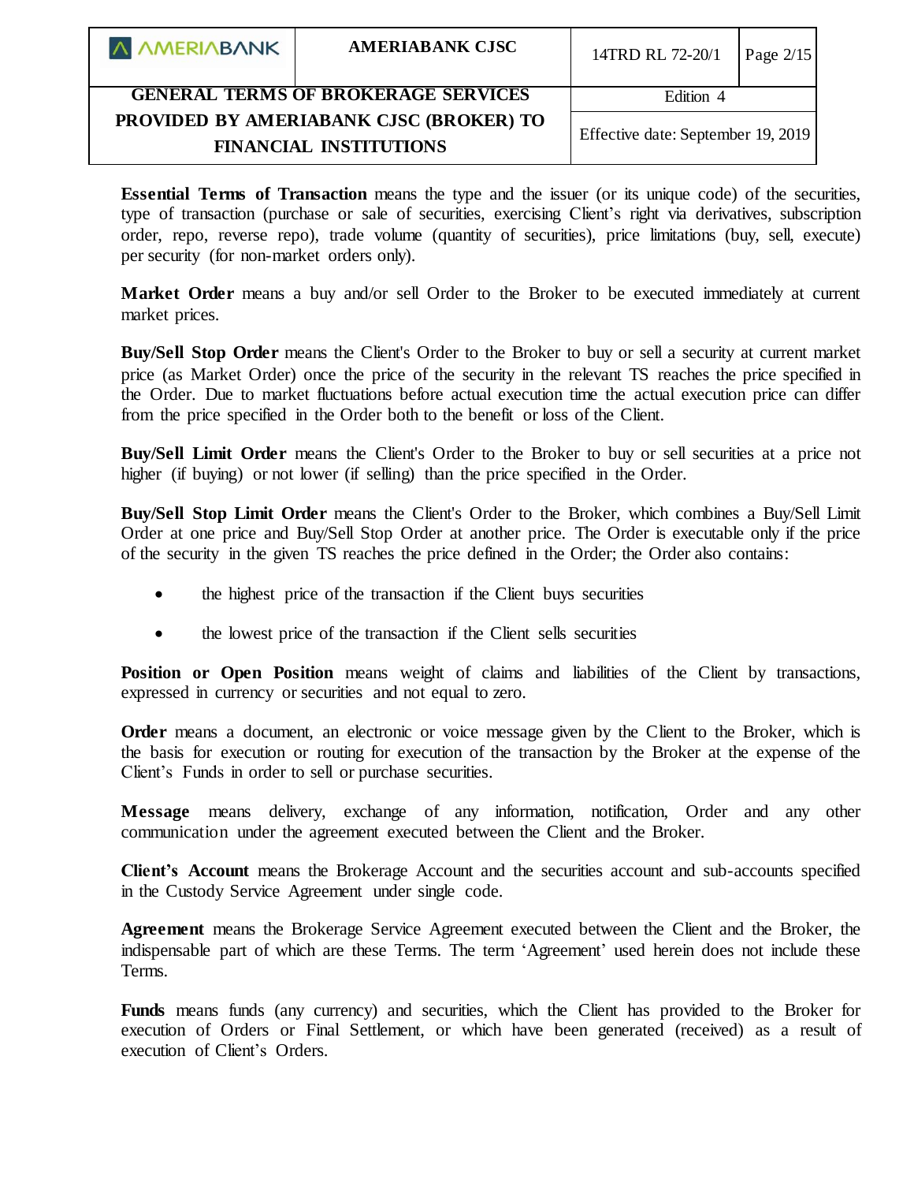**Essential Terms of Transaction** means the type and the issuer (or its unique code) of the securities, type of transaction (purchase or sale of securities, exercising Client's right via derivatives, subscription order, repo, reverse repo), trade volume (quantity of securities), price limitations (buy, sell, execute) per security (for non-market orders only).

**Market Order** means a buy and/or sell Order to the Broker to be executed immediately at current market prices.

**Buy/Sell Stop Order** means the Client's Order to the Broker to buy or sell a security at current market price (as Market Order) once the price of the security in the relevant TS reaches the price specified in the Order. Due to market fluctuations before actual execution time the actual execution price can differ from the price specified in the Order both to the benefit or loss of the Client.

**Buy/Sell Limit Order** means the Client's Order to the Broker to buy or sell securities at a price not higher (if buying) or not lower (if selling) than the price specified in the Order.

**Buy/Sell Stop Limit Order** means the Client's Order to the Broker, which combines a Buy/Sell Limit Order at one price and Buy/Sell Stop Order at another price. The Order is executable only if the price of the security in the given TS reaches the price defined in the Order; the Order also contains:

- the highest price of the transaction if the Client buys securities
- the lowest price of the transaction if the Client sells securities

**Position or Open Position** means weight of claims and liabilities of the Client by transactions, expressed in currency or securities and not equal to zero.

**Order** means a document, an electronic or voice message given by the Client to the Broker, which is the basis for execution or routing for execution of the transaction by the Broker at the expense of the Client's Funds in order to sell or purchase securities.

**Message** means delivery, exchange of any information, notification, Order and any other communication under the agreement executed between the Client and the Broker.

**Client's Account** means the Brokerage Account and the securities account and sub-accounts specified in the Custody Service Agreement under single code.

**Agreement** means the Brokerage Service Agreement executed between the Client and the Broker, the indispensable part of which are these Terms. The term 'Agreement' used herein does not include these Terms.

**Funds** means funds (any currency) and securities, which the Client has provided to the Broker for execution of Orders or Final Settlement, or which have been generated (received) as a result of execution of Client's Orders.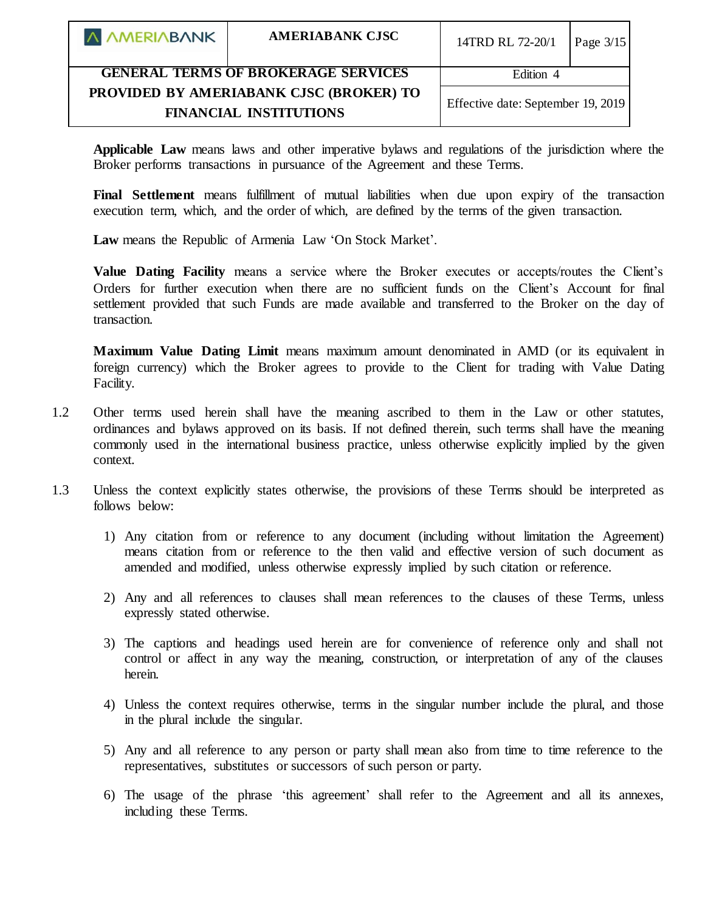**Applicable Law** means laws and other imperative bylaws and regulations of the jurisdiction where the Broker performs transactions in pursuance of the Agreement and these Terms.

**Final Settlement** means fulfillment of mutual liabilities when due upon expiry of the transaction execution term, which, and the order of which, are defined by the terms of the given transaction.

**Law** means the Republic of Armenia Law 'On Stock Market'.

**Value Dating Facility** means a service where the Broker executes or accepts/routes the Client's Orders for further execution when there are no sufficient funds on the Client's Account for final settlement provided that such Funds are made available and transferred to the Broker on the day of transaction.

**Maximum Value Dating Limit** means maximum amount denominated in AMD (or its equivalent in foreign currency) which the Broker agrees to provide to the Client for trading with Value Dating Facility.

1.2 Other terms used herein shall have the meaning ascribed to them in the Law or other statutes, ordinances and bylaws approved on its basis. If not defined therein, such terms shall have the meaning commonly used in the international business practice, unless otherwise explicitly implied by the given context.

1.3 Unless the context explicitly states otherwise, the provisions of these Terms should be interpreted as follows below:

1) Any citation from or reference to any document (including without limitation the Agreement) means citation from or reference to the then valid and effective version of such document as amended and modified, unless otherwise expressly implied by such citation or reference.

2) Any and all references to clauses shall mean references to the clauses of these Terms, unless expressly stated otherwise.

3) The captions and headings used herein are for convenience of reference only and shall not control or affect in any way the meaning, construction, or interpretation of any of the clauses herein.

4) Unless the context requires otherwise, terms in the singular number include the plural, and those in the plural include the singular.

5) Any and all reference to any person or party shall mean also from time to time reference to the representatives, substitutes or successors of such person or party.

6) The usage of the phrase 'this agreement' shall refer to the Agreement and all its annexes, including these Terms.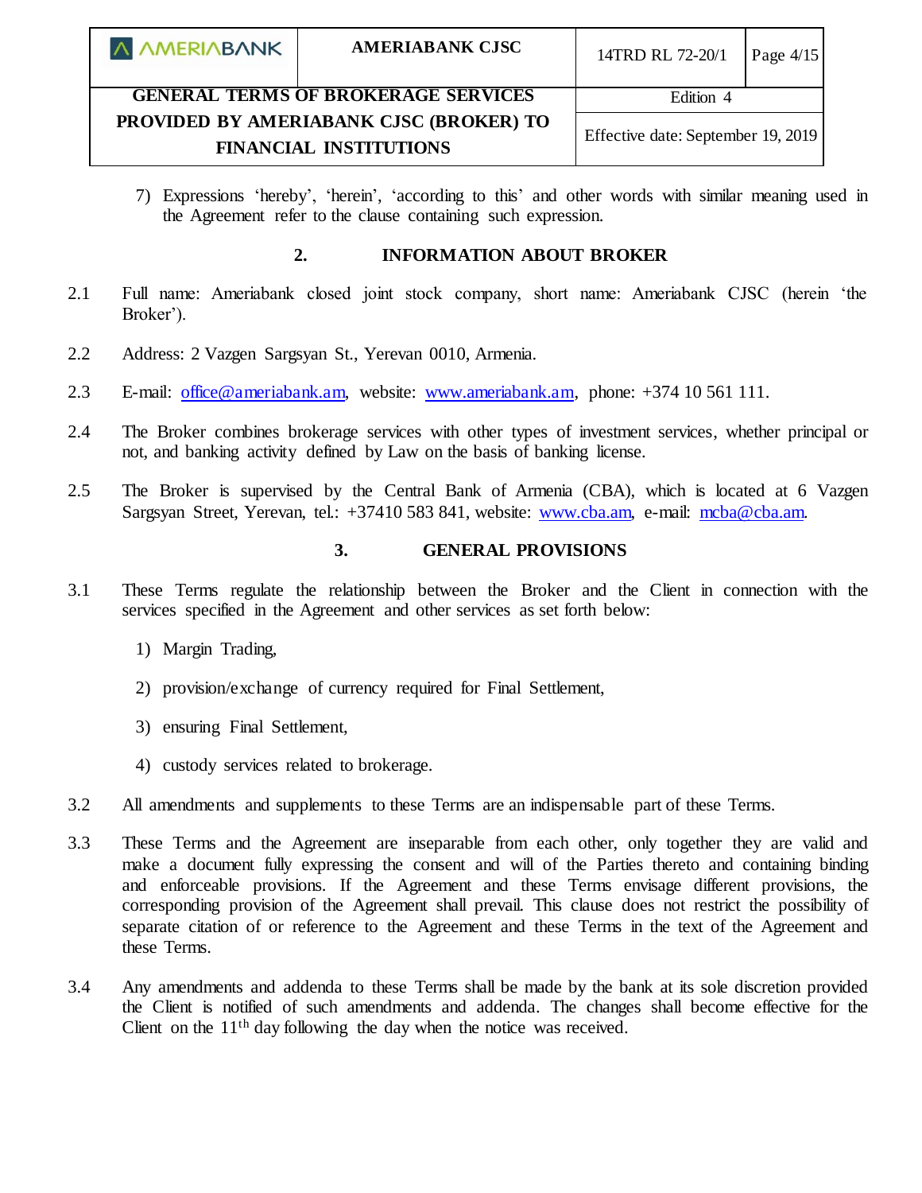7) Expressions 'hereby', 'herein', 'according to this' and other words with similar meaning used in the Agreement refer to the clause containing such expression.

## 2. INFORMATION ABOUT BROKER

2.1 Full name: Ameriabank closed joint stock company, short name: Ameriabank CJSC (herein 'the Broker').

2.2 Address: 2 Vazgen Sargsyan St., Yerevan 0010, Armenia.

2.3 E-mail: office@ameriabank.am, website: www.ameriabank.am, phone: +374 10 561 111.

2.4 The Broker combines brokerage services with other types of investment services, whether principal or not, and banking activity defined by Law on the basis of banking license.

2.5 The Broker is supervised by the Central Bank of Armenia (CBA), which is located at 6 Vazgen Sargsyan Street, Yerevan, tel.: +37410 583 841, website: www.cba.am, e-mail: mcba@cba.am.

## 3. GENERAL PROVISIONS

3.1 These Terms regulate the relationship between the Broker and the Client in connection with the services specified in the Agreement and other services as set forth below:

1) Margin Trading,

2) provision/exchange of currency required for Final Settlement,

3) ensuring Final Settlement,

4) custody services related to brokerage.

3.2 All amendments and supplements to these Terms are an indispensable part of these Terms.

3.3 These Terms and the Agreement are inseparable from each other, only together they are valid and make a document fully expressing the consent and will of the Parties thereto and containing binding and enforceable provisions. If the Agreement and these Terms envisage different provisions, the corresponding provision of the Agreement shall prevail. This clause does not restrict the possibility of separate citation of or reference to the Agreement and these Terms in the text of the Agreement and these Terms.

3.4 Any amendments and addenda to these Terms shall be made by the bank at its sole discretion provided the Client is notified of such amendments and addenda. The changes shall become effective for the Client on the 11th day following the day when the notice was received.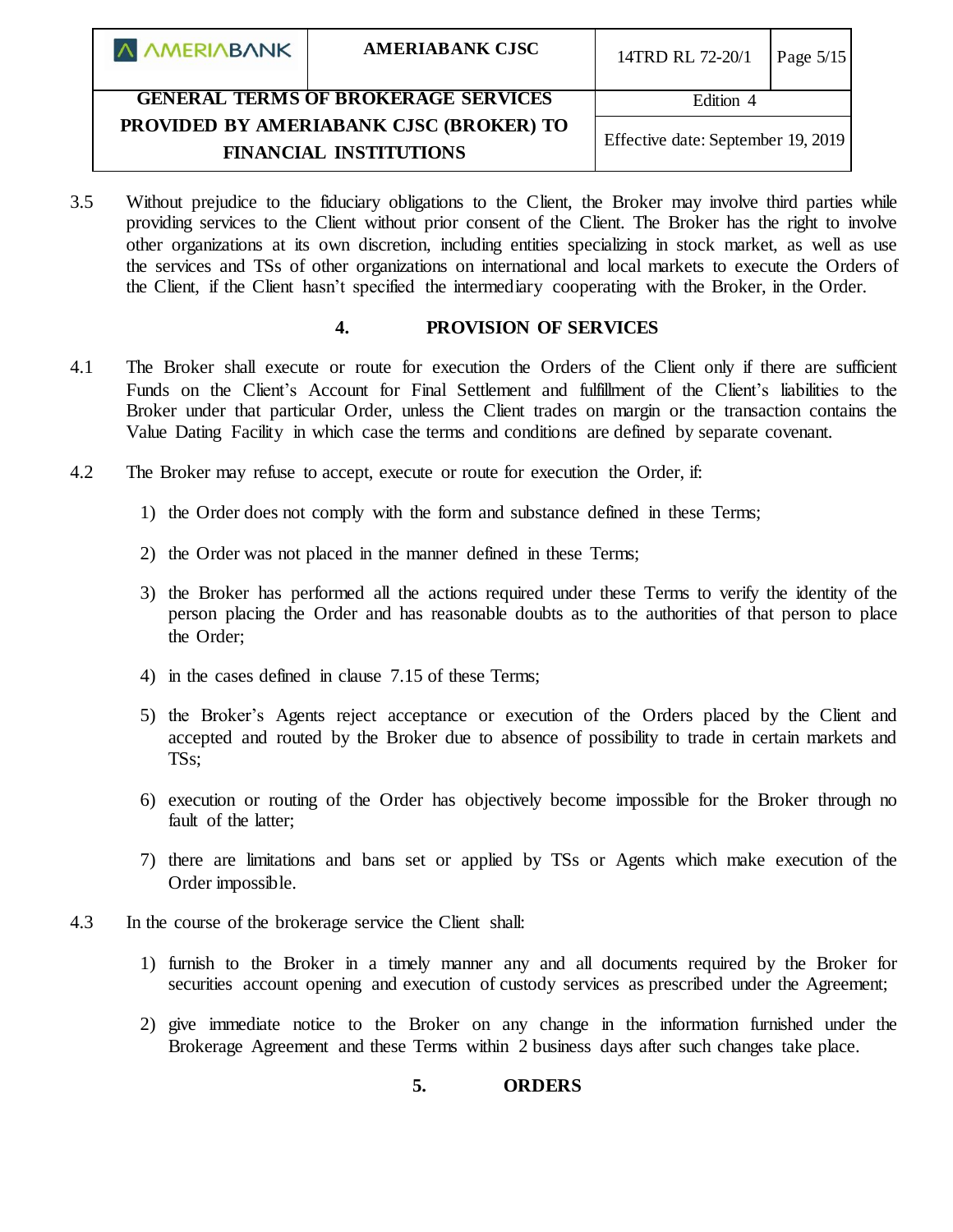3.5 Without prejudice to the fiduciary obligations to the Client, the Broker may involve third parties while providing services to the Client without prior consent of the Client. The Broker has the right to involve other organizations at its own discretion, including entities specializing in stock market, as well as use the services and TSs of other organizations on international and local markets to execute the Orders of the Client, if the Client hasn't specified the intermediary cooperating with the Broker, in the Order.

## 4. PROVISION OF SERVICES

4.1 The Broker shall execute or route for execution the Orders of the Client only if there are sufficient Funds on the Client's Account for Final Settlement and fulfillment of the Client's liabilities to the Broker under that particular Order, unless the Client trades on margin or the transaction contains the Value Dating Facility in which case the terms and conditions are defined by separate covenant.

4.2 The Broker may refuse to accept, execute or route for execution the Order, if:

1) the Order does not comply with the form and substance defined in these Terms;
2) the Order was not placed in the manner defined in these Terms;
3) the Broker has performed all the actions required under these Terms to verify the identity of the person placing the Order and has reasonable doubts as to the authorities of that person to place the Order;
4) in the cases defined in clause 7.15 of these Terms;
5) the Broker's Agents reject acceptance or execution of the Orders placed by the Client and accepted and routed by the Broker due to absence of possibility to trade in certain markets and TSs;
6) execution or routing of the Order has objectively become impossible for the Broker through no fault of the latter;
7) there are limitations and bans set or applied by TSs or Agents which make execution of the Order impossible.

4.3 In the course of the brokerage service the Client shall:

1) furnish to the Broker in a timely manner any and all documents required by the Broker for securities account opening and execution of custody services as prescribed under the Agreement;
2) give immediate notice to the Broker on any change in the information furnished under the Brokerage Agreement and these Terms within 2 business days after such changes take place.

## 5. ORDERS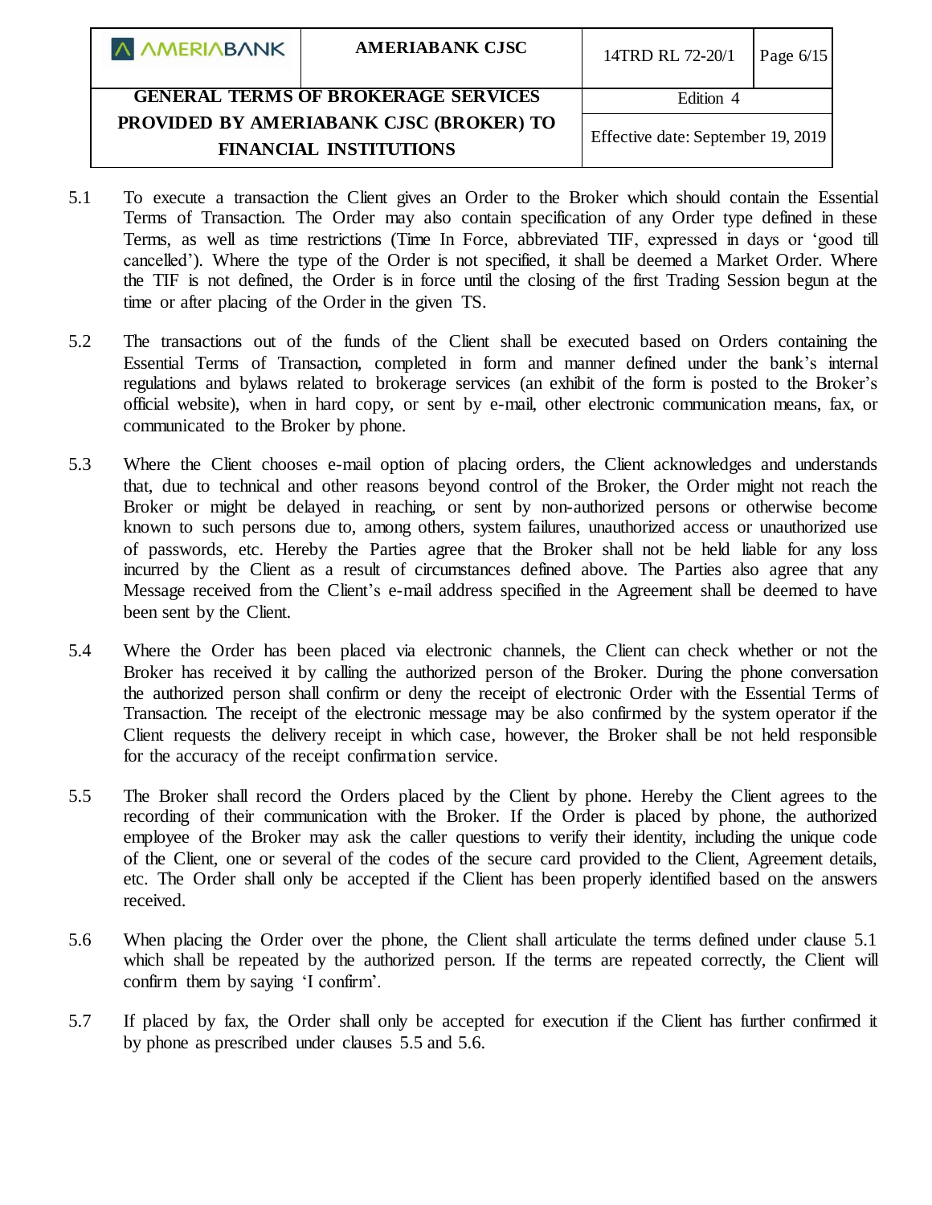5.1 To execute a transaction the Client gives an Order to the Broker which should contain the Essential Terms of Transaction. The Order may also contain specification of any Order type defined in these Terms, as well as time restrictions (Time In Force, abbreviated TIF, expressed in days or 'good till cancelled'). Where the type of the Order is not specified, it shall be deemed a Market Order. Where the TIF is not defined, the Order is in force until the closing of the first Trading Session begun at the time or after placing of the Order in the given TS.

5.2 The transactions out of the funds of the Client shall be executed based on Orders containing the Essential Terms of Transaction, completed in form and manner defined under the bank's internal regulations and bylaws related to brokerage services (an exhibit of the form is posted to the Broker's official website), when in hard copy, or sent by e-mail, other electronic communication means, fax, or communicated to the Broker by phone.

5.3 Where the Client chooses e-mail option of placing orders, the Client acknowledges and understands that, due to technical and other reasons beyond control of the Broker, the Order might not reach the Broker or might be delayed in reaching, or sent by non-authorized persons or otherwise become known to such persons due to, among others, system failures, unauthorized access or unauthorized use of passwords, etc. Hereby the Parties agree that the Broker shall not be held liable for any loss incurred by the Client as a result of circumstances defined above. The Parties also agree that any Message received from the Client's e-mail address specified in the Agreement shall be deemed to have been sent by the Client.

5.4 Where the Order has been placed via electronic channels, the Client can check whether or not the Broker has received it by calling the authorized person of the Broker. During the phone conversation the authorized person shall confirm or deny the receipt of electronic Order with the Essential Terms of Transaction. The receipt of the electronic message may be also confirmed by the system operator if the Client requests the delivery receipt in which case, however, the Broker shall be not held responsible for the accuracy of the receipt confirmation service.

5.5 The Broker shall record the Orders placed by the Client by phone. Hereby the Client agrees to the recording of their communication with the Broker. If the Order is placed by phone, the authorized employee of the Broker may ask the caller questions to verify their identity, including the unique code of the Client, one or several of the codes of the secure card provided to the Client, Agreement details, etc. The Order shall only be accepted if the Client has been properly identified based on the answers received.

5.6 When placing the Order over the phone, the Client shall articulate the terms defined under clause 5.1 which shall be repeated by the authorized person. If the terms are repeated correctly, the Client will confirm them by saying 'I confirm'.

5.7 If placed by fax, the Order shall only be accepted for execution if the Client has further confirmed it by phone as prescribed under clauses 5.5 and 5.6.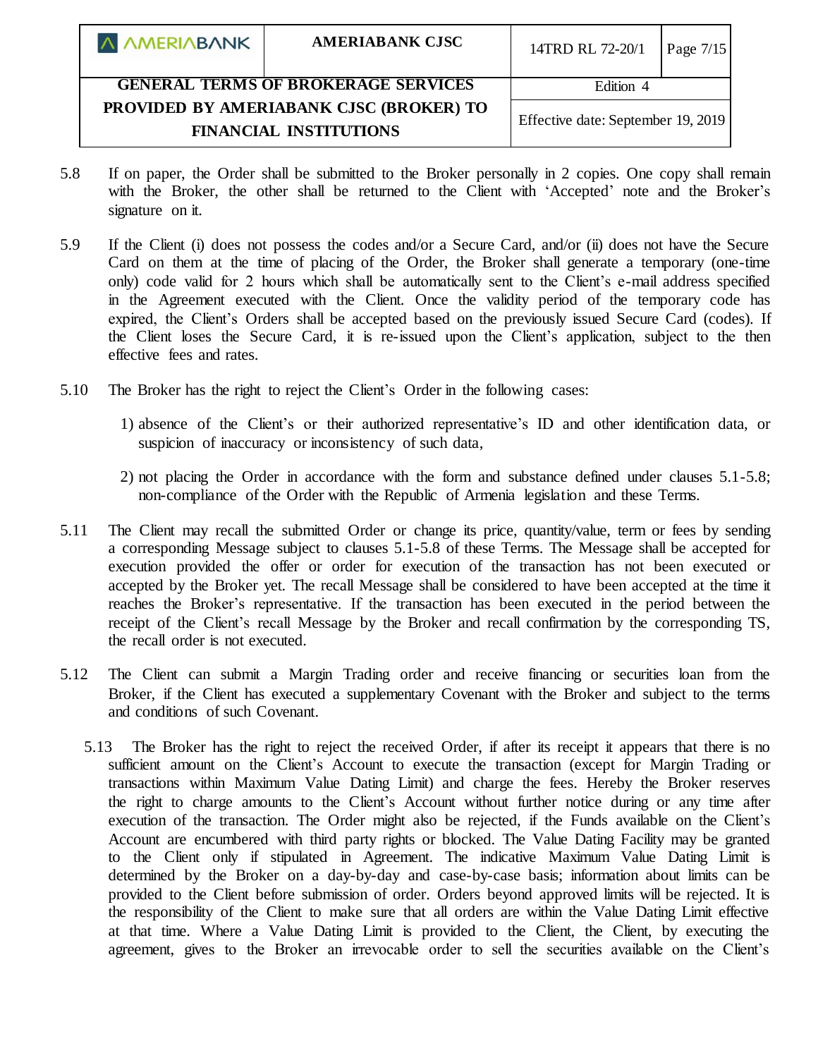5.8 If on paper, the Order shall be submitted to the Broker personally in 2 copies. One copy shall remain with the Broker, the other shall be returned to the Client with 'Accepted' note and the Broker's signature on it.

5.9 If the Client (i) does not possess the codes and/or a Secure Card, and/or (ii) does not have the Secure Card on them at the time of placing of the Order, the Broker shall generate a temporary (one-time only) code valid for 2 hours which shall be automatically sent to the Client's e-mail address specified in the Agreement executed with the Client. Once the validity period of the temporary code has expired, the Client's Orders shall be accepted based on the previously issued Secure Card (codes). If the Client loses the Secure Card, it is re-issued upon the Client's application, subject to the then effective fees and rates.

5.10 The Broker has the right to reject the Client's Order in the following cases:

1) absence of the Client's or their authorized representative's ID and other identification data, or suspicion of inaccuracy or inconsistency of such data,

2) not placing the Order in accordance with the form and substance defined under clauses 5.1-5.8; non-compliance of the Order with the Republic of Armenia legislation and these Terms.

5.11 The Client may recall the submitted Order or change its price, quantity/value, term or fees by sending a corresponding Message subject to clauses 5.1-5.8 of these Terms. The Message shall be accepted for execution provided the offer or order for execution of the transaction has not been executed or accepted by the Broker yet. The recall Message shall be considered to have been accepted at the time it reaches the Broker's representative. If the transaction has been executed in the period between the receipt of the Client's recall Message by the Broker and recall confirmation by the corresponding TS, the recall order is not executed.

5.12 The Client can submit a Margin Trading order and receive financing or securities loan from the Broker, if the Client has executed a supplementary Covenant with the Broker and subject to the terms and conditions of such Covenant.

5.13 The Broker has the right to reject the received Order, if after its receipt it appears that there is no sufficient amount on the Client's Account to execute the transaction (except for Margin Trading or transactions within Maximum Value Dating Limit) and charge the fees. Hereby the Broker reserves the right to charge amounts to the Client's Account without further notice during or any time after execution of the transaction. The Order might also be rejected, if the Funds available on the Client's Account are encumbered with third party rights or blocked. The Value Dating Facility may be granted to the Client only if stipulated in Agreement. The indicative Maximum Value Dating Limit is determined by the Broker on a day-by-day and case-by-case basis; information about limits can be provided to the Client before submission of order. Orders beyond approved limits will be rejected. It is the responsibility of the Client to make sure that all orders are within the Value Dating Limit effective at that time. Where a Value Dating Limit is provided to the Client, the Client, by executing the agreement, gives to the Broker an irrevocable order to sell the securities available on the Client's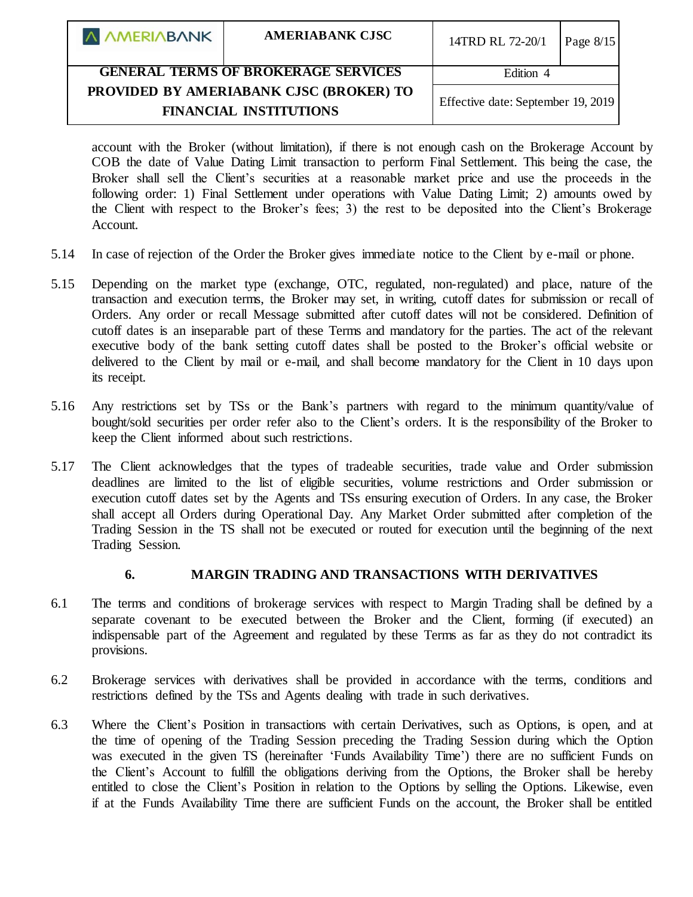account with the Broker (without limitation), if there is not enough cash on the Brokerage Account by COB the date of Value Dating Limit transaction to perform Final Settlement. This being the case, the Broker shall sell the Client's securities at a reasonable market price and use the proceeds in the following order: 1) Final Settlement under operations with Value Dating Limit; 2) amounts owed by the Client with respect to the Broker's fees; 3) the rest to be deposited into the Client's Brokerage Account.

5.14 In case of rejection of the Order the Broker gives immediate notice to the Client by e-mail or phone.

5.15 Depending on the market type (exchange, OTC, regulated, non-regulated) and place, nature of the transaction and execution terms, the Broker may set, in writing, cutoff dates for submission or recall of Orders. Any order or recall Message submitted after cutoff dates will not be considered. Definition of cutoff dates is an inseparable part of these Terms and mandatory for the parties. The act of the relevant executive body of the bank setting cutoff dates shall be posted to the Broker's official website or delivered to the Client by mail or e-mail, and shall become mandatory for the Client in 10 days upon its receipt.

5.16 Any restrictions set by TSs or the Bank's partners with regard to the minimum quantity/value of bought/sold securities per order refer also to the Client's orders. It is the responsibility of the Broker to keep the Client informed about such restrictions.

5.17 The Client acknowledges that the types of tradeable securities, trade value and Order submission deadlines are limited to the list of eligible securities, volume restrictions and Order submission or execution cutoff dates set by the Agents and TSs ensuring execution of Orders. In any case, the Broker shall accept all Orders during Operational Day. Any Market Order submitted after completion of the Trading Session in the TS shall not be executed or routed for execution until the beginning of the next Trading Session.

## 6. MARGIN TRADING AND TRANSACTIONS WITH DERIVATIVES

6.1 The terms and conditions of brokerage services with respect to Margin Trading shall be defined by a separate covenant to be executed between the Broker and the Client, forming (if executed) an indispensable part of the Agreement and regulated by these Terms as far as they do not contradict its provisions.

6.2 Brokerage services with derivatives shall be provided in accordance with the terms, conditions and restrictions defined by the TSs and Agents dealing with trade in such derivatives.

6.3 Where the Client's Position in transactions with certain Derivatives, such as Options, is open, and at the time of opening of the Trading Session preceding the Trading Session during which the Option was executed in the given TS (hereinafter 'Funds Availability Time') there are no sufficient Funds on the Client's Account to fulfill the obligations deriving from the Options, the Broker shall be hereby entitled to close the Client's Position in relation to the Options by selling the Options. Likewise, even if at the Funds Availability Time there are sufficient Funds on the account, the Broker shall be entitled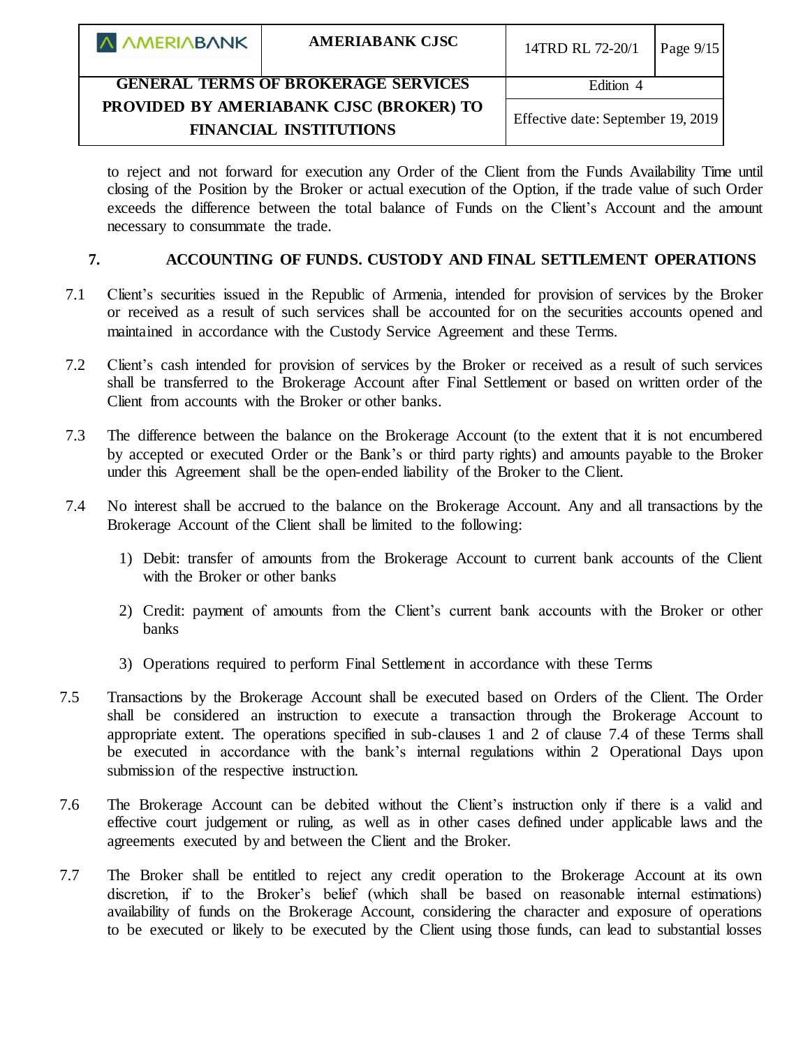to reject and not forward for execution any Order of the Client from the Funds Availability Time until closing of the Position by the Broker or actual execution of the Option, if the trade value of such Order exceeds the difference between the total balance of Funds on the Client's Account and the amount necessary to consummate the trade.

## 7. ACCOUNTING OF FUNDS. CUSTODY AND FINAL SETTLEMENT OPERATIONS

7.1 Client's securities issued in the Republic of Armenia, intended for provision of services by the Broker or received as a result of such services shall be accounted for on the securities accounts opened and maintained in accordance with the Custody Service Agreement and these Terms.

7.2 Client's cash intended for provision of services by the Broker or received as a result of such services shall be transferred to the Brokerage Account after Final Settlement or based on written order of the Client from accounts with the Broker or other banks.

7.3 The difference between the balance on the Brokerage Account (to the extent that it is not encumbered by accepted or executed Order or the Bank's or third party rights) and amounts payable to the Broker under this Agreement shall be the open-ended liability of the Broker to the Client.

7.4 No interest shall be accrued to the balance on the Brokerage Account. Any and all transactions by the Brokerage Account of the Client shall be limited to the following:

1) Debit: transfer of amounts from the Brokerage Account to current bank accounts of the Client with the Broker or other banks
2) Credit: payment of amounts from the Client's current bank accounts with the Broker or other banks
3) Operations required to perform Final Settlement in accordance with these Terms

7.5 Transactions by the Brokerage Account shall be executed based on Orders of the Client. The Order shall be considered an instruction to execute a transaction through the Brokerage Account to appropriate extent. The operations specified in sub-clauses 1 and 2 of clause 7.4 of these Terms shall be executed in accordance with the bank's internal regulations within 2 Operational Days upon submission of the respective instruction.

7.6 The Brokerage Account can be debited without the Client's instruction only if there is a valid and effective court judgement or ruling, as well as in other cases defined under applicable laws and the agreements executed by and between the Client and the Broker.

7.7 The Broker shall be entitled to reject any credit operation to the Brokerage Account at its own discretion, if to the Broker's belief (which shall be based on reasonable internal estimations) availability of funds on the Brokerage Account, considering the character and exposure of operations to be executed or likely to be executed by the Client using those funds, can lead to substantial losses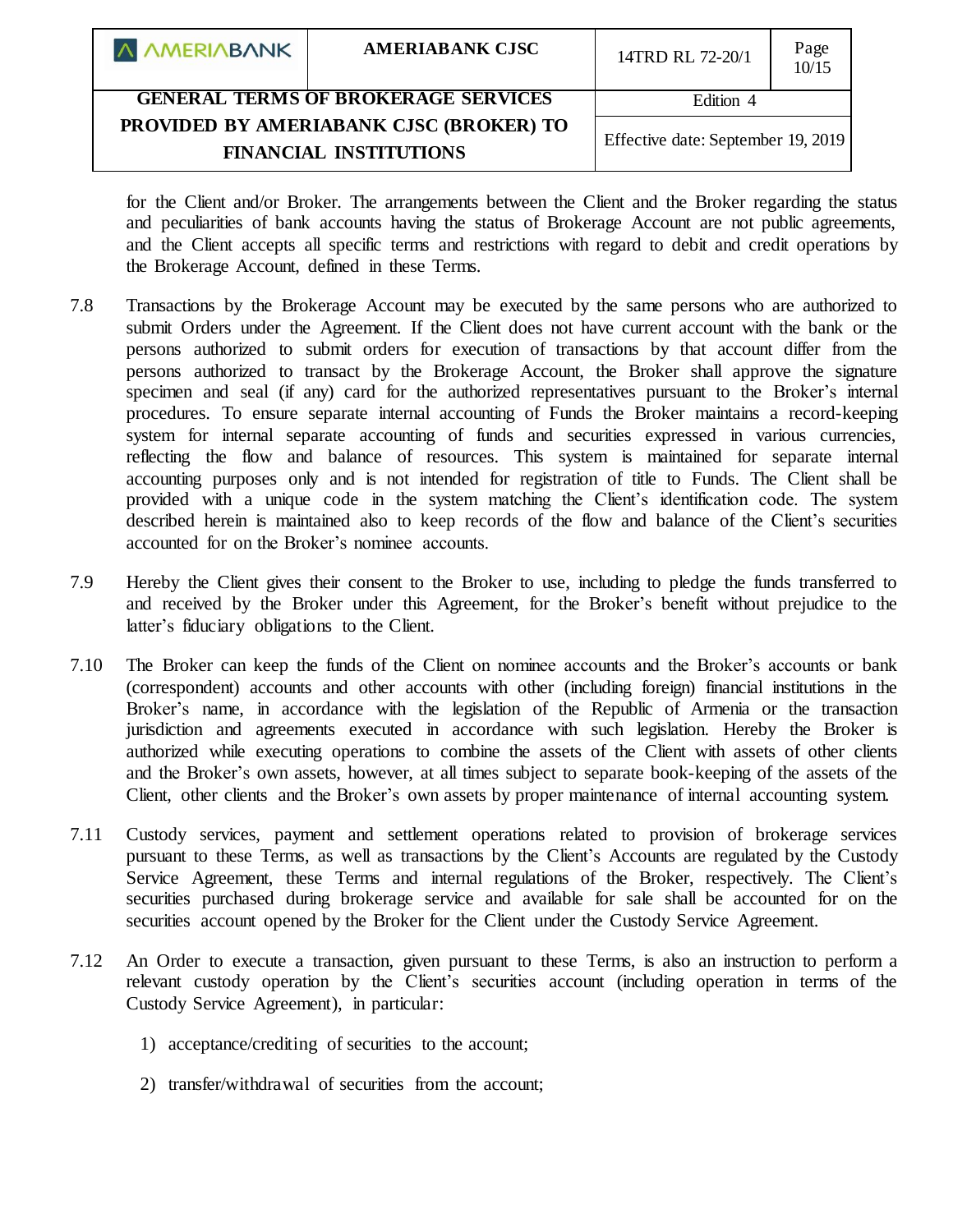for the Client and/or Broker. The arrangements between the Client and the Broker regarding the status and peculiarities of bank accounts having the status of Brokerage Account are not public agreements, and the Client accepts all specific terms and restrictions with regard to debit and credit operations by the Brokerage Account, defined in these Terms.

7.8 Transactions by the Brokerage Account may be executed by the same persons who are authorized to submit Orders under the Agreement. If the Client does not have current account with the bank or the persons authorized to submit orders for execution of transactions by that account differ from the persons authorized to transact by the Brokerage Account, the Broker shall approve the signature specimen and seal (if any) card for the authorized representatives pursuant to the Broker's internal procedures. To ensure separate internal accounting of Funds the Broker maintains a record-keeping system for internal separate accounting of funds and securities expressed in various currencies, reflecting the flow and balance of resources. This system is maintained for separate internal accounting purposes only and is not intended for registration of title to Funds. The Client shall be provided with a unique code in the system matching the Client's identification code. The system described herein is maintained also to keep records of the flow and balance of the Client's securities accounted for on the Broker's nominee accounts.

7.9 Hereby the Client gives their consent to the Broker to use, including to pledge the funds transferred to and received by the Broker under this Agreement, for the Broker's benefit without prejudice to the latter's fiduciary obligations to the Client.

7.10 The Broker can keep the funds of the Client on nominee accounts and the Broker's accounts or bank (correspondent) accounts and other accounts with other (including foreign) financial institutions in the Broker's name, in accordance with the legislation of the Republic of Armenia or the transaction jurisdiction and agreements executed in accordance with such legislation. Hereby the Broker is authorized while executing operations to combine the assets of the Client with assets of other clients and the Broker's own assets, however, at all times subject to separate book-keeping of the assets of the Client, other clients and the Broker's own assets by proper maintenance of internal accounting system.

7.11 Custody services, payment and settlement operations related to provision of brokerage services pursuant to these Terms, as well as transactions by the Client's Accounts are regulated by the Custody Service Agreement, these Terms and internal regulations of the Broker, respectively. The Client's securities purchased during brokerage service and available for sale shall be accounted for on the securities account opened by the Broker for the Client under the Custody Service Agreement.

7.12 An Order to execute a transaction, given pursuant to these Terms, is also an instruction to perform a relevant custody operation by the Client's securities account (including operation in terms of the Custody Service Agreement), in particular:

1) acceptance/crediting of securities to the account;

2) transfer/withdrawal of securities from the account;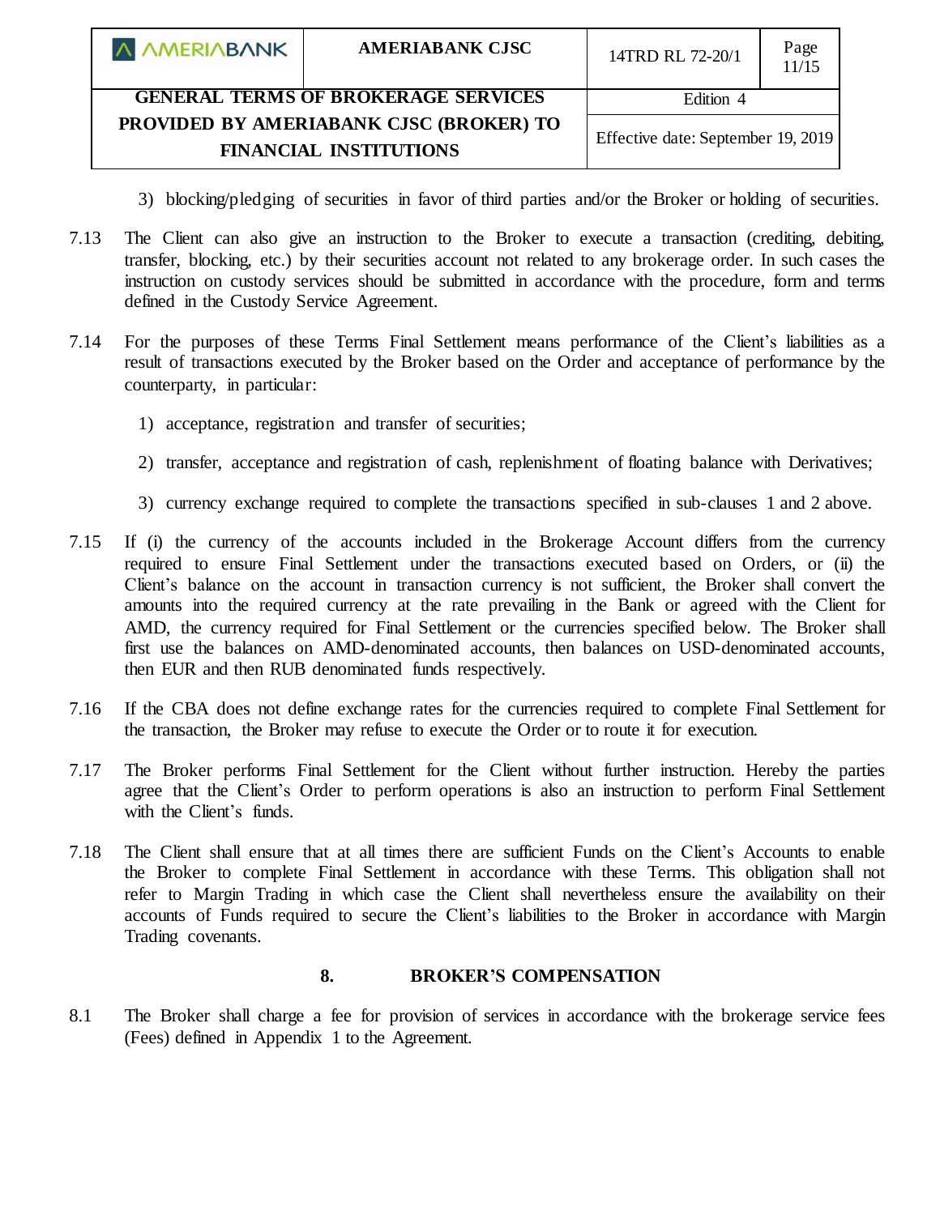3) blocking/pledging of securities in favor of third parties and/or the Broker or holding of securities.

7.13 The Client can also give an instruction to the Broker to execute a transaction (crediting, debiting, transfer, blocking, etc.) by their securities account not related to any brokerage order. In such cases the instruction on custody services should be submitted in accordance with the procedure, form and terms defined in the Custody Service Agreement.

7.14 For the purposes of these Terms Final Settlement means performance of the Client's liabilities as a result of transactions executed by the Broker based on the Order and acceptance of performance by the counterparty, in particular:

1) acceptance, registration and transfer of securities;

2) transfer, acceptance and registration of cash, replenishment of floating balance with Derivatives;

3) currency exchange required to complete the transactions specified in sub-clauses 1 and 2 above.

7.15 If (i) the currency of the accounts included in the Brokerage Account differs from the currency required to ensure Final Settlement under the transactions executed based on Orders, or (ii) the Client's balance on the account in transaction currency is not sufficient, the Broker shall convert the amounts into the required currency at the rate prevailing in the Bank or agreed with the Client for AMD, the currency required for Final Settlement or the currencies specified below. The Broker shall first use the balances on AMD-denominated accounts, then balances on USD-denominated accounts, then EUR and then RUB denominated funds respectively.

7.16 If the CBA does not define exchange rates for the currencies required to complete Final Settlement for the transaction, the Broker may refuse to execute the Order or to route it for execution.

7.17 The Broker performs Final Settlement for the Client without further instruction. Hereby the parties agree that the Client's Order to perform operations is also an instruction to perform Final Settlement with the Client's funds.

7.18 The Client shall ensure that at all times there are sufficient Funds on the Client's Accounts to enable the Broker to complete Final Settlement in accordance with these Terms. This obligation shall not refer to Margin Trading in which case the Client shall nevertheless ensure the availability on their accounts of Funds required to secure the Client's liabilities to the Broker in accordance with Margin Trading covenants.

## 8. BROKER'S COMPENSATION

8.1 The Broker shall charge a fee for provision of services in accordance with the brokerage service fees (Fees) defined in Appendix 1 to the Agreement.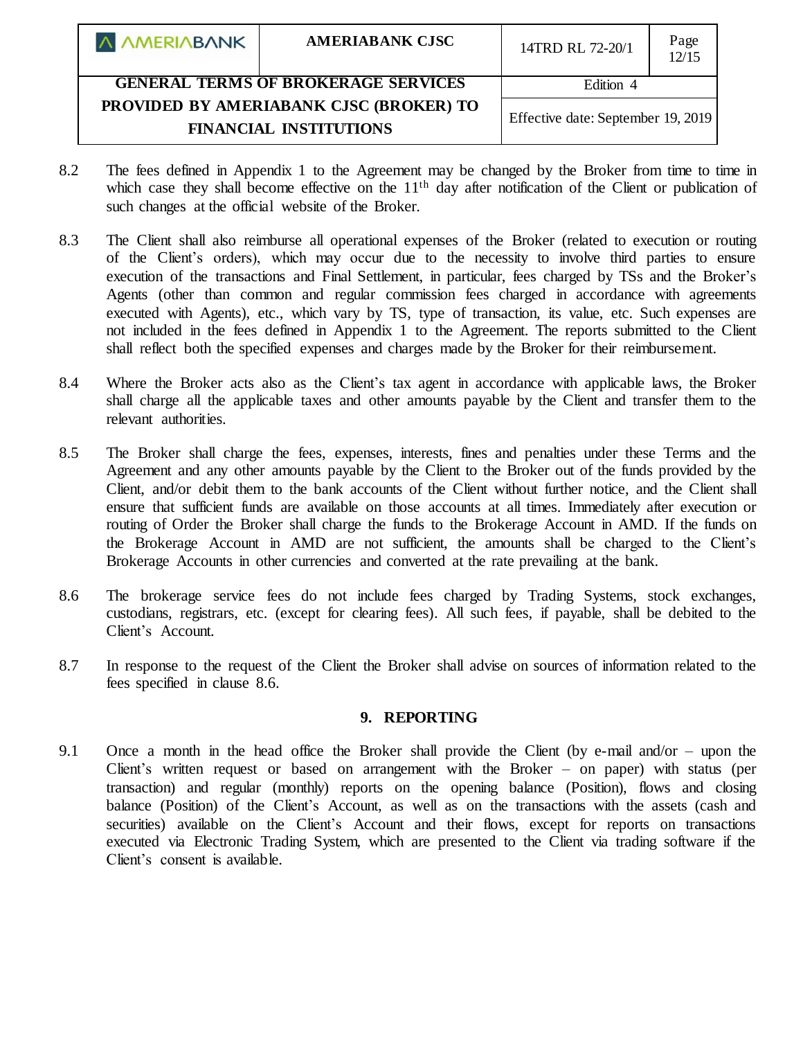8.2 The fees defined in Appendix 1 to the Agreement may be changed by the Broker from time to time in which case they shall become effective on the 11th day after notification of the Client or publication of such changes at the official website of the Broker.

8.3 The Client shall also reimburse all operational expenses of the Broker (related to execution or routing of the Client's orders), which may occur due to the necessity to involve third parties to ensure execution of the transactions and Final Settlement, in particular, fees charged by TSs and the Broker's Agents (other than common and regular commission fees charged in accordance with agreements executed with Agents), etc., which vary by TS, type of transaction, its value, etc. Such expenses are not included in the fees defined in Appendix 1 to the Agreement. The reports submitted to the Client shall reflect both the specified expenses and charges made by the Broker for their reimbursement.

8.4 Where the Broker acts also as the Client's tax agent in accordance with applicable laws, the Broker shall charge all the applicable taxes and other amounts payable by the Client and transfer them to the relevant authorities.

8.5 The Broker shall charge the fees, expenses, interests, fines and penalties under these Terms and the Agreement and any other amounts payable by the Client to the Broker out of the funds provided by the Client, and/or debit them to the bank accounts of the Client without further notice, and the Client shall ensure that sufficient funds are available on those accounts at all times. Immediately after execution or routing of Order the Broker shall charge the funds to the Brokerage Account in AMD. If the funds on the Brokerage Account in AMD are not sufficient, the amounts shall be charged to the Client's Brokerage Accounts in other currencies and converted at the rate prevailing at the bank.

8.6 The brokerage service fees do not include fees charged by Trading Systems, stock exchanges, custodians, registrars, etc. (except for clearing fees). All such fees, if payable, shall be debited to the Client's Account.

8.7 In response to the request of the Client the Broker shall advise on sources of information related to the fees specified in clause 8.6.

## 9. REPORTING

9.1 Once a month in the head office the Broker shall provide the Client (by e-mail and/or – upon the Client's written request or based on arrangement with the Broker – on paper) with status (per transaction) and regular (monthly) reports on the opening balance (Position), flows and closing balance (Position) of the Client's Account, as well as on the transactions with the assets (cash and securities) available on the Client's Account and their flows, except for reports on transactions executed via Electronic Trading System, which are presented to the Client via trading software if the Client's consent is available.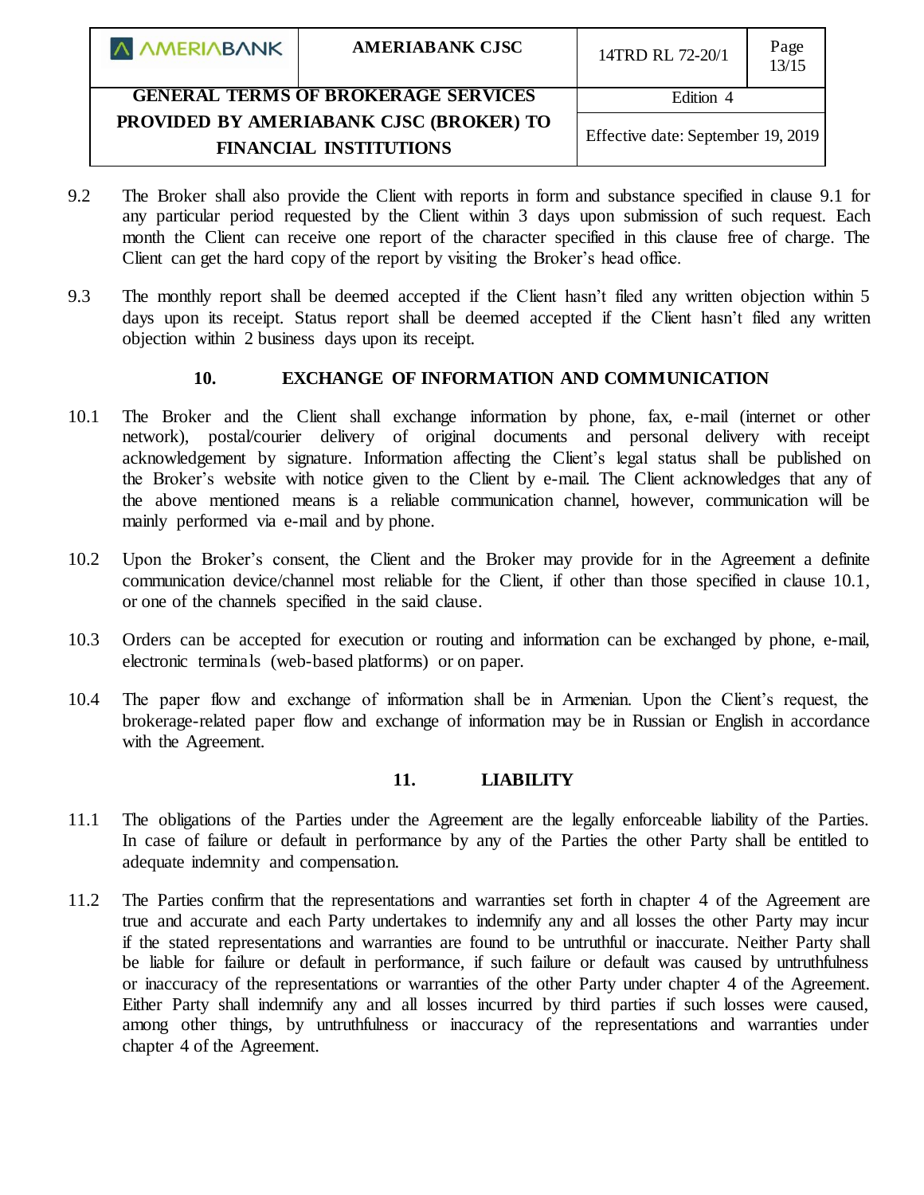9.2 The Broker shall also provide the Client with reports in form and substance specified in clause 9.1 for any particular period requested by the Client within 3 days upon submission of such request. Each month the Client can receive one report of the character specified in this clause free of charge. The Client can get the hard copy of the report by visiting the Broker's head office.

9.3 The monthly report shall be deemed accepted if the Client hasn't filed any written objection within 5 days upon its receipt. Status report shall be deemed accepted if the Client hasn't filed any written objection within 2 business days upon its receipt.

## 10. EXCHANGE OF INFORMATION AND COMMUNICATION

10.1 The Broker and the Client shall exchange information by phone, fax, e-mail (internet or other network), postal/courier delivery of original documents and personal delivery with receipt acknowledgement by signature. Information affecting the Client's legal status shall be published on the Broker's website with notice given to the Client by e-mail. The Client acknowledges that any of the above mentioned means is a reliable communication channel, however, communication will be mainly performed via e-mail and by phone.

10.2 Upon the Broker's consent, the Client and the Broker may provide for in the Agreement a definite communication device/channel most reliable for the Client, if other than those specified in clause 10.1, or one of the channels specified in the said clause.

10.3 Orders can be accepted for execution or routing and information can be exchanged by phone, e-mail, electronic terminals (web-based platforms) or on paper.

10.4 The paper flow and exchange of information shall be in Armenian. Upon the Client's request, the brokerage-related paper flow and exchange of information may be in Russian or English in accordance with the Agreement.

## 11. LIABILITY

11.1 The obligations of the Parties under the Agreement are the legally enforceable liability of the Parties. In case of failure or default in performance by any of the Parties the other Party shall be entitled to adequate indemnity and compensation.

11.2 The Parties confirm that the representations and warranties set forth in chapter 4 of the Agreement are true and accurate and each Party undertakes to indemnify any and all losses the other Party may incur if the stated representations and warranties are found to be untruthful or inaccurate. Neither Party shall be liable for failure or default in performance, if such failure or default was caused by untruthfulness or inaccuracy of the representations or warranties of the other Party under chapter 4 of the Agreement. Either Party shall indemnify any and all losses incurred by third parties if such losses were caused, among other things, by untruthfulness or inaccuracy of the representations and warranties under chapter 4 of the Agreement.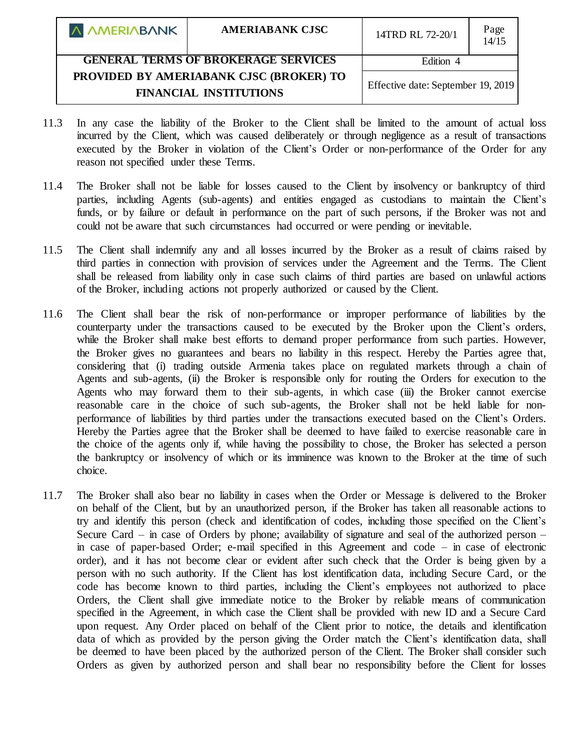11.3 In any case the liability of the Broker to the Client shall be limited to the amount of actual loss incurred by the Client, which was caused deliberately or through negligence as a result of transactions executed by the Broker in violation of the Client's Order or non-performance of the Order for any reason not specified under these Terms.

11.4 The Broker shall not be liable for losses caused to the Client by insolvency or bankruptcy of third parties, including Agents (sub-agents) and entities engaged as custodians to maintain the Client's funds, or by failure or default in performance on the part of such persons, if the Broker was not and could not be aware that such circumstances had occurred or were pending or inevitable.

11.5 The Client shall indemnify any and all losses incurred by the Broker as a result of claims raised by third parties in connection with provision of services under the Agreement and the Terms. The Client shall be released from liability only in case such claims of third parties are based on unlawful actions of the Broker, including actions not properly authorized or caused by the Client.

11.6 The Client shall bear the risk of non-performance or improper performance of liabilities by the counterparty under the transactions caused to be executed by the Broker upon the Client's orders, while the Broker shall make best efforts to demand proper performance from such parties. However, the Broker gives no guarantees and bears no liability in this respect. Hereby the Parties agree that, considering that (i) trading outside Armenia takes place on regulated markets through a chain of Agents and sub-agents, (ii) the Broker is responsible only for routing the Orders for execution to the Agents who may forward them to their sub-agents, in which case (iii) the Broker cannot exercise reasonable care in the choice of such sub-agents, the Broker shall not be held liable for non-performance of liabilities by third parties under the transactions executed based on the Client's Orders. Hereby the Parties agree that the Broker shall be deemed to have failed to exercise reasonable care in the choice of the agents only if, while having the possibility to chose, the Broker has selected a person the bankruptcy or insolvency of which or its imminence was known to the Broker at the time of such choice.

11.7 The Broker shall also bear no liability in cases when the Order or Message is delivered to the Broker on behalf of the Client, but by an unauthorized person, if the Broker has taken all reasonable actions to try and identify this person (check and identification of codes, including those specified on the Client's Secure Card – in case of Orders by phone; availability of signature and seal of the authorized person – in case of paper-based Order; e-mail specified in this Agreement and code – in case of electronic order), and it has not become clear or evident after such check that the Order is being given by a person with no such authority. If the Client has lost identification data, including Secure Card, or the code has become known to third parties, including the Client's employees not authorized to place Orders, the Client shall give immediate notice to the Broker by reliable means of communication specified in the Agreement, in which case the Client shall be provided with new ID and a Secure Card upon request. Any Order placed on behalf of the Client prior to notice, the details and identification data of which as provided by the person giving the Order match the Client's identification data, shall be deemed to have been placed by the authorized person of the Client. The Broker shall consider such Orders as given by authorized person and shall bear no responsibility before the Client for losses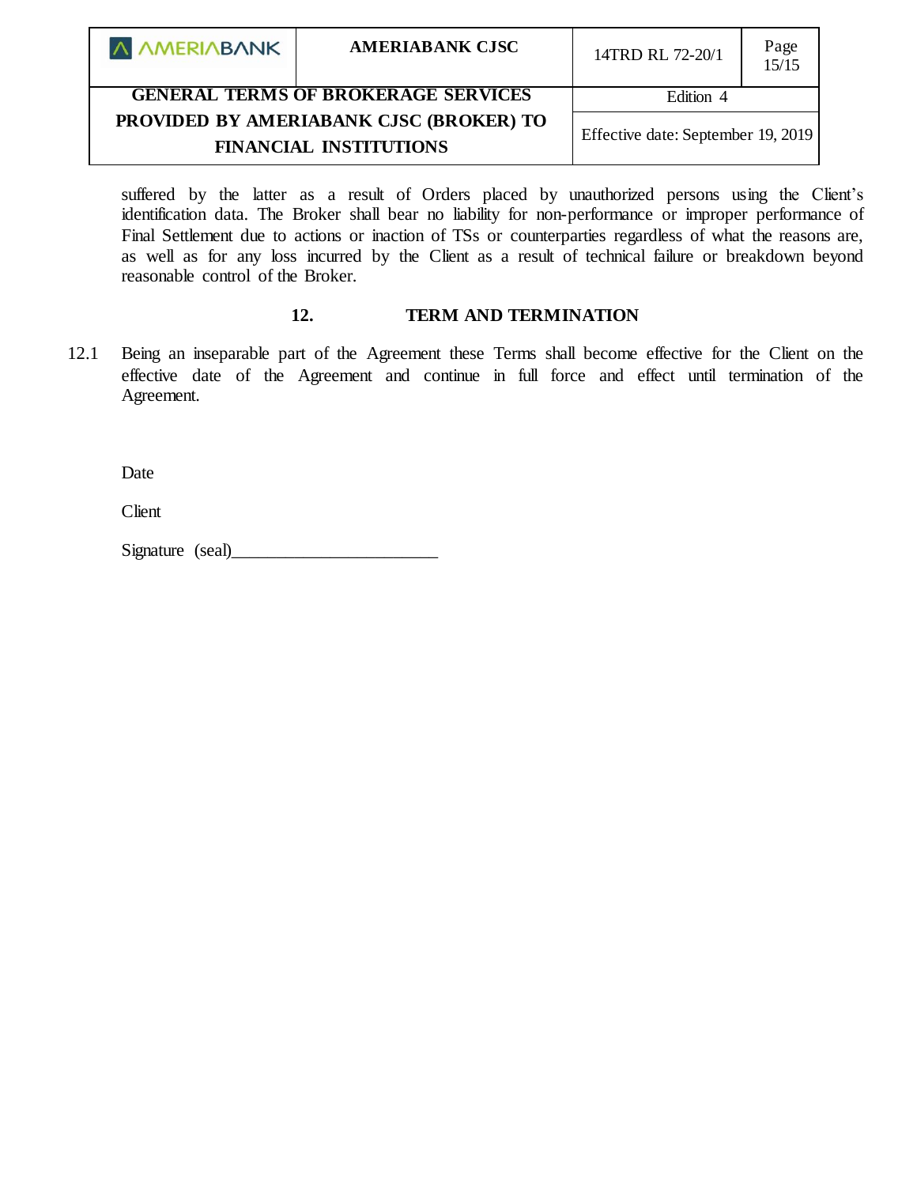suffered by the latter as a result of Orders placed by unauthorized persons using the Client's identification data. The Broker shall bear no liability for non-performance or improper performance of Final Settlement due to actions or inaction of TSs or counterparties regardless of what the reasons are, as well as for any loss incurred by the Client as a result of technical failure or breakdown beyond reasonable control of the Broker.

## 12. TERM AND TERMINATION

12.1 Being an inseparable part of the Agreement these Terms shall become effective for the Client on the effective date of the Agreement and continue in full force and effect until termination of the Agreement.

Date

Client

Signature (seal)________________________